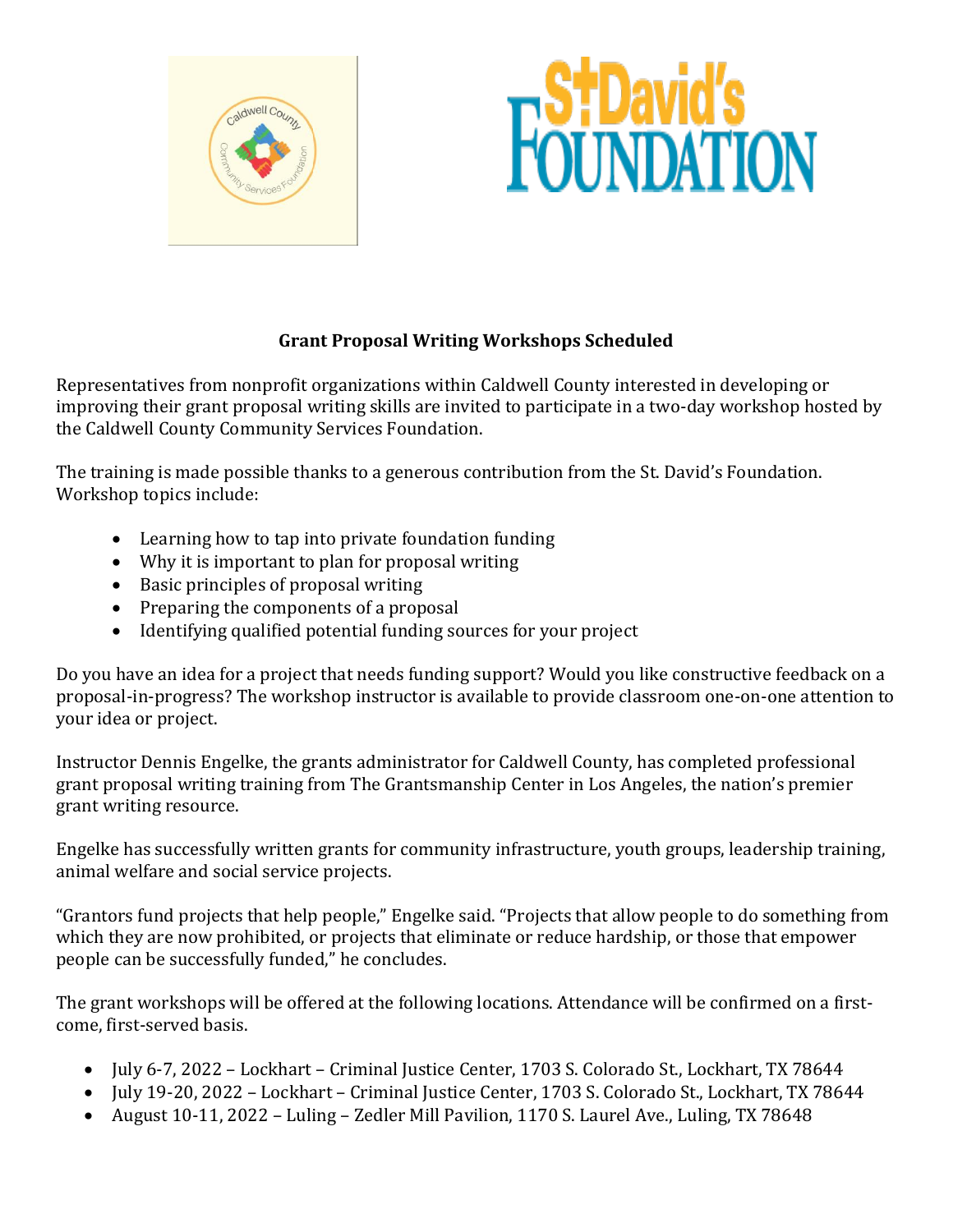### Grant Proposal Writing Workshops Scheduled

Representatives from nonprofit organizations within Caldwell County interested in developing or improving their grant proposal writing skills are invited to participate in a two-day workshop hosted by the Caldwell County Community Services Foundation.

The training is made possible thanks to a generous contribution from the St. David's Foundation. Workshop topics include:

- Learning how to tap into private foundation funding
- Why it is important to plan for proposal writing
- Basic principles of proposal writing
- Preparing the components of a proposal
- Identifying qualified potential funding sources for your project

Do you have an idea for a project that needs funding support? Would you like constructive feedback on a proposal-in-progress? The workshop instructor is available to provide classroom one-on-one attention to your idea or project.

Instructor Dennis Engelke, the grants administrator for Caldwell County, has completed professional grant proposal writing training from The Grantsmanship Center in Los Angeles, the nation's premier grant writing resource.

Engelke has successfully written grants for community infrastructure, youth groups, leadership training, animal welfare and social service projects.

"Grantors fund projects that help people," Engelke said. "Projects that allow people to do something from which they are now prohibited, or projects that eliminate or reduce hardship, or those that empower people can be successfully funded," he concludes.

The grant workshops will be offered at the following locations. Attendance will be confirmed on a first-come, first-served basis.

- July 6-7, 2022 – Lockhart – Criminal Justice Center, 1703 S. Colorado St., Lockhart, TX 78644
- July 19-20, 2022 – Lockhart – Criminal Justice Center, 1703 S. Colorado St., Lockhart, TX 78644
- August 10-11, 2022 – Luling – Zedler Mill Pavilion, 1170 S. Laurel Ave., Luling, TX 78648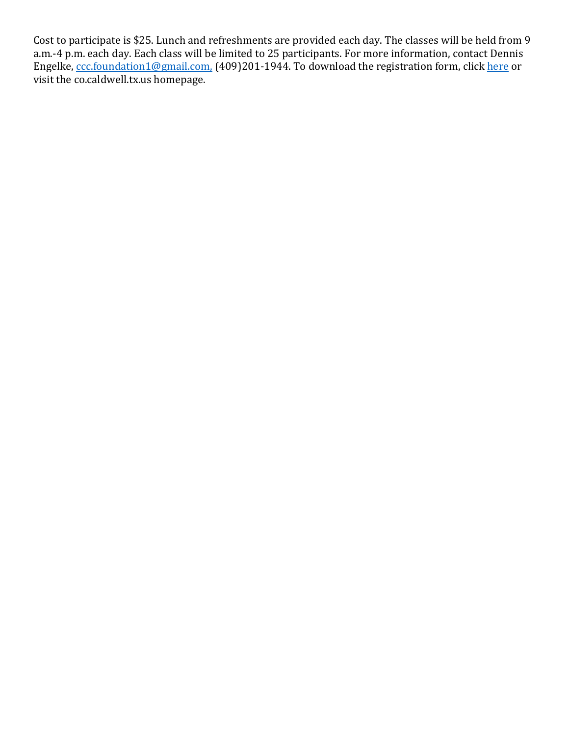Cost to participate is $25. Lunch and refreshments are provided each day. The classes will be held from 9 a.m.-4 p.m. each day. Each class will be limited to 25 participants. For more information, contact Dennis Engelke, ccc.foundation1@gmail.com, (409)201-1944. To download the registration form, click here or visit the co.caldwell.tx.us homepage.